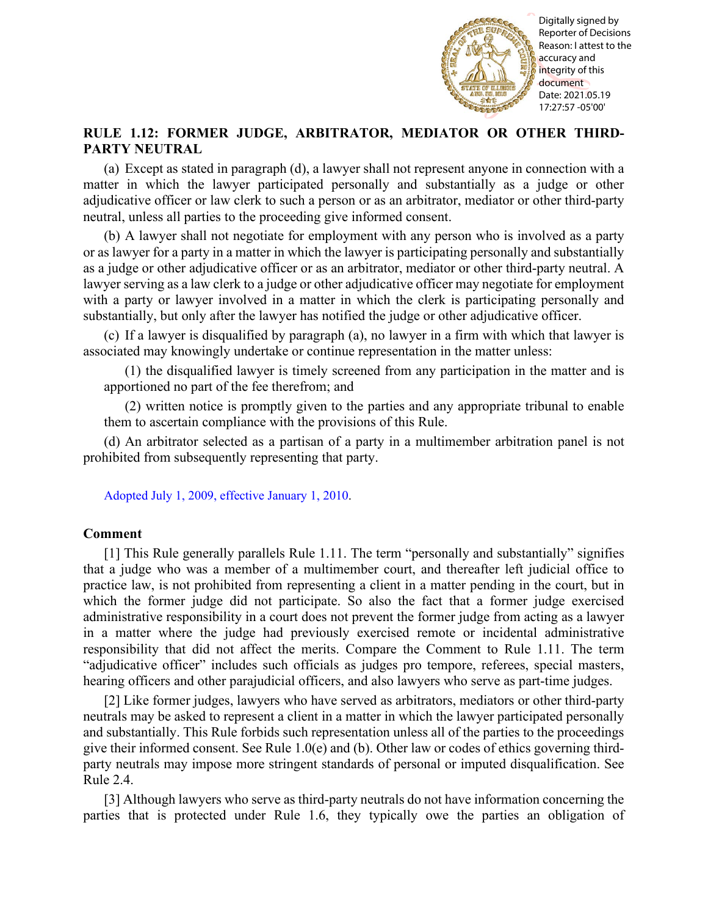## RULE 1.12: FORMER JUDGE, ARBITRATOR, MEDIATOR OR OTHER THIRD-PARTY NEUTRAL

(a) Except as stated in paragraph (d), a lawyer shall not represent anyone in connection with a matter in which the lawyer participated personally and substantially as a judge or other adjudicative officer or law clerk to such a person or as an arbitrator, mediator or other third-party neutral, unless all parties to the proceeding give informed consent.

(b) A lawyer shall not negotiate for employment with any person who is involved as a party or as lawyer for a party in a matter in which the lawyer is participating personally and substantially as a judge or other adjudicative officer or as an arbitrator, mediator or other third-party neutral. A lawyer serving as a law clerk to a judge or other adjudicative officer may negotiate for employment with a party or lawyer involved in a matter in which the clerk is participating personally and substantially, but only after the lawyer has notified the judge or other adjudicative officer.

(c) If a lawyer is disqualified by paragraph (a), no lawyer in a firm with which that lawyer is associated may knowingly undertake or continue representation in the matter unless:

(1) the disqualified lawyer is timely screened from any participation in the matter and is apportioned no part of the fee therefrom; and

(2) written notice is promptly given to the parties and any appropriate tribunal to enable them to ascertain compliance with the provisions of this Rule.

(d) An arbitrator selected as a partisan of a party in a multimember arbitration panel is not prohibited from subsequently representing that party.

Adopted July 1, 2009, effective January 1, 2010.

### Comment

[1] This Rule generally parallels Rule 1.11. The term "personally and substantially" signifies that a judge who was a member of a multimember court, and thereafter left judicial office to practice law, is not prohibited from representing a client in a matter pending in the court, but in which the former judge did not participate. So also the fact that a former judge exercised administrative responsibility in a court does not prevent the former judge from acting as a lawyer in a matter where the judge had previously exercised remote or incidental administrative responsibility that did not affect the merits. Compare the Comment to Rule 1.11. The term "adjudicative officer" includes such officials as judges pro tempore, referees, special masters, hearing officers and other parajudicial officers, and also lawyers who serve as part-time judges.

[2] Like former judges, lawyers who have served as arbitrators, mediators or other third-party neutrals may be asked to represent a client in a matter in which the lawyer participated personally and substantially. This Rule forbids such representation unless all of the parties to the proceedings give their informed consent. See Rule 1.0(e) and (b). Other law or codes of ethics governing third-party neutrals may impose more stringent standards of personal or imputed disqualification. See Rule 2.4.

[3] Although lawyers who serve as third-party neutrals do not have information concerning the parties that is protected under Rule 1.6, they typically owe the parties an obligation of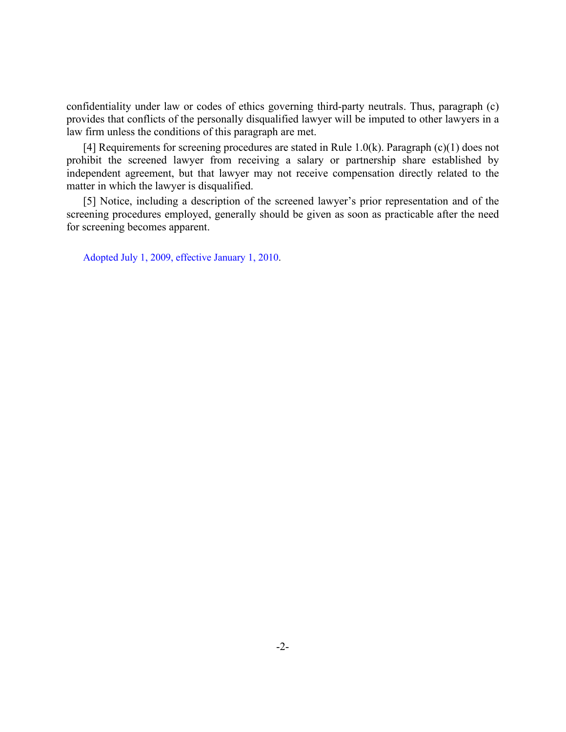confidentiality under law or codes of ethics governing third-party neutrals. Thus, paragraph (c) provides that conflicts of the personally disqualified lawyer will be imputed to other lawyers in a law firm unless the conditions of this paragraph are met.

[4] Requirements for screening procedures are stated in Rule 1.0(k). Paragraph (c)(1) does not prohibit the screened lawyer from receiving a salary or partnership share established by independent agreement, but that lawyer may not receive compensation directly related to the matter in which the lawyer is disqualified.

[5] Notice, including a description of the screened lawyer's prior representation and of the screening procedures employed, generally should be given as soon as practicable after the need for screening becomes apparent.

Adopted July 1, 2009, effective January 1, 2010.